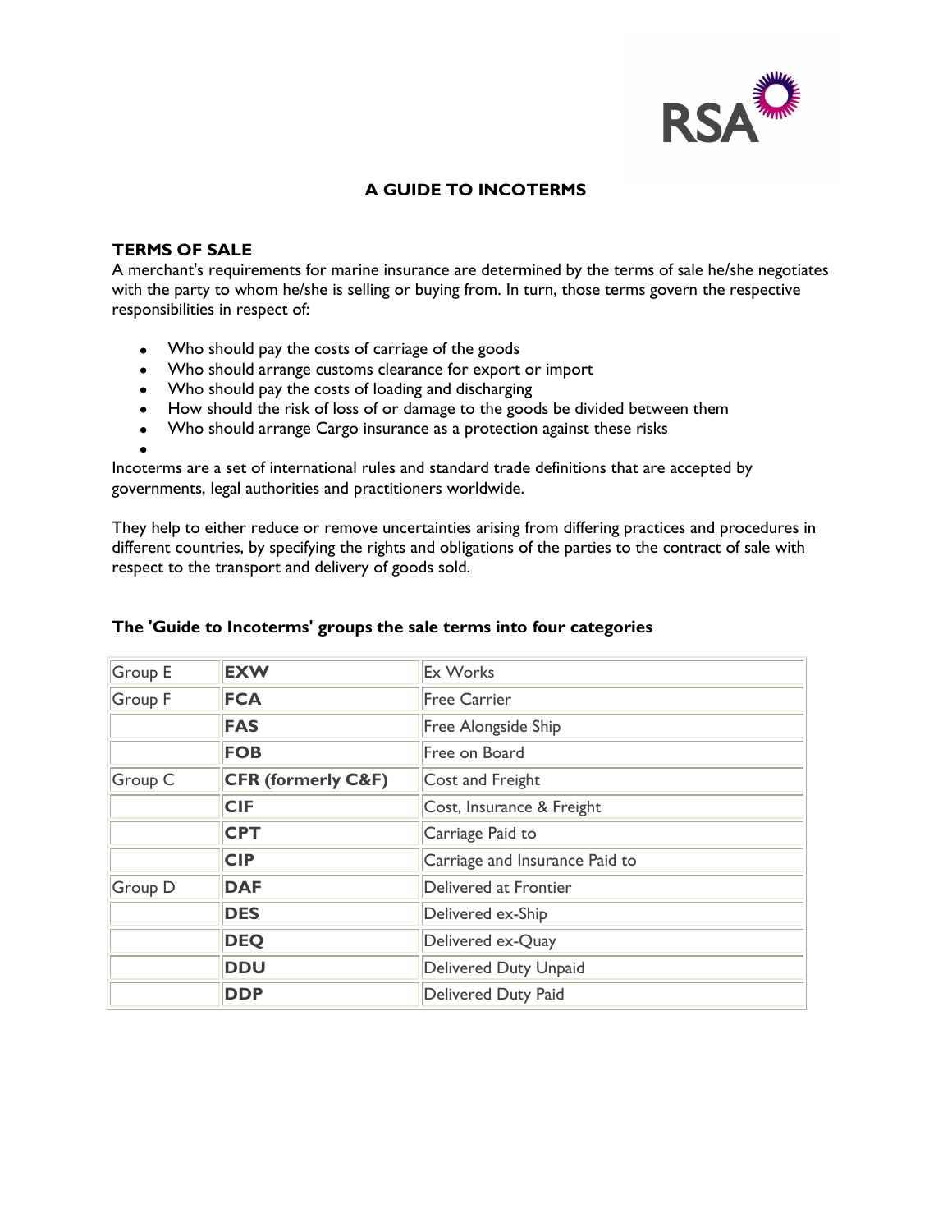# A GUIDE TO INCOTERMS

## TERMS OF SALE

A merchant's requirements for marine insurance are determined by the terms of sale he/she negotiates with the party to whom he/she is selling or buying from. In turn, those terms govern the respective responsibilities in respect of:

- Who should pay the costs of carriage of the goods
- Who should arrange customs clearance for export or import
- Who should pay the costs of loading and discharging
- How should the risk of loss of or damage to the goods be divided between them
- Who should arrange Cargo insurance as a protection against these risks

Incoterms are a set of international rules and standard trade definitions that are accepted by governments, legal authorities and practitioners worldwide.

They help to either reduce or remove uncertainties arising from differing practices and procedures in different countries, by specifying the rights and obligations of the parties to the contract of sale with respect to the transport and delivery of goods sold.

### The 'Guide to Incoterms' groups the sale terms into four categories

| Group | Term | Description |
|---|---|---|
| Group E | **EXW** | Ex Works |
| Group F | **FCA** | Free Carrier |
| | **FAS** | Free Alongside Ship |
| | **FOB** | Free on Board |
| Group C | **CFR (formerly C&F)** | Cost and Freight |
| | **CIF** | Cost, Insurance & Freight |
| | **CPT** | Carriage Paid to |
| | **CIP** | Carriage and Insurance Paid to |
| Group D | **DAF** | Delivered at Frontier |
| | **DES** | Delivered ex-Ship |
| | **DEQ** | Delivered ex-Quay |
| | **DDU** | Delivered Duty Unpaid |
| | **DDP** | Delivered Duty Paid |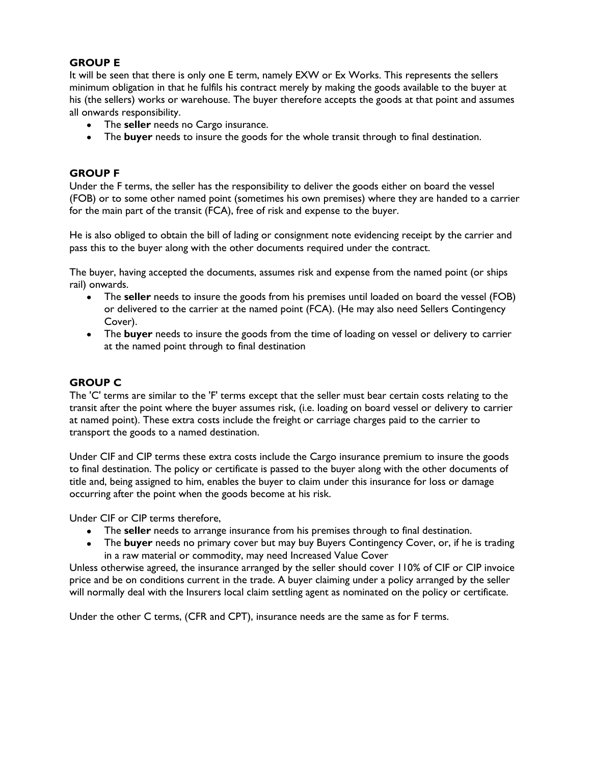## GROUP E

It will be seen that there is only one E term, namely EXW or Ex Works. This represents the sellers minimum obligation in that he fulfils his contract merely by making the goods available to the buyer at his (the sellers) works or warehouse. The buyer therefore accepts the goods at that point and assumes all onwards responsibility.

- The **seller** needs no Cargo insurance.
- The **buyer** needs to insure the goods for the whole transit through to final destination.

## GROUP F

Under the F terms, the seller has the responsibility to deliver the goods either on board the vessel (FOB) or to some other named point (sometimes his own premises) where they are handed to a carrier for the main part of the transit (FCA), free of risk and expense to the buyer.

He is also obliged to obtain the bill of lading or consignment note evidencing receipt by the carrier and pass this to the buyer along with the other documents required under the contract.

The buyer, having accepted the documents, assumes risk and expense from the named point (or ships rail) onwards.

- The **seller** needs to insure the goods from his premises until loaded on board the vessel (FOB) or delivered to the carrier at the named point (FCA). (He may also need Sellers Contingency Cover).
- The **buyer** needs to insure the goods from the time of loading on vessel or delivery to carrier at the named point through to final destination

## GROUP C

The 'C' terms are similar to the 'F' terms except that the seller must bear certain costs relating to the transit after the point where the buyer assumes risk, (i.e. loading on board vessel or delivery to carrier at named point). These extra costs include the freight or carriage charges paid to the carrier to transport the goods to a named destination.

Under CIF and CIP terms these extra costs include the Cargo insurance premium to insure the goods to final destination. The policy or certificate is passed to the buyer along with the other documents of title and, being assigned to him, enables the buyer to claim under this insurance for loss or damage occurring after the point when the goods become at his risk.

Under CIF or CIP terms therefore,

- The **seller** needs to arrange insurance from his premises through to final destination.
- The **buyer** needs no primary cover but may buy Buyers Contingency Cover, or, if he is trading in a raw material or commodity, may need Increased Value Cover

Unless otherwise agreed, the insurance arranged by the seller should cover 110% of CIF or CIP invoice price and be on conditions current in the trade. A buyer claiming under a policy arranged by the seller will normally deal with the Insurers local claim settling agent as nominated on the policy or certificate.

Under the other C terms, (CFR and CPT), insurance needs are the same as for F terms.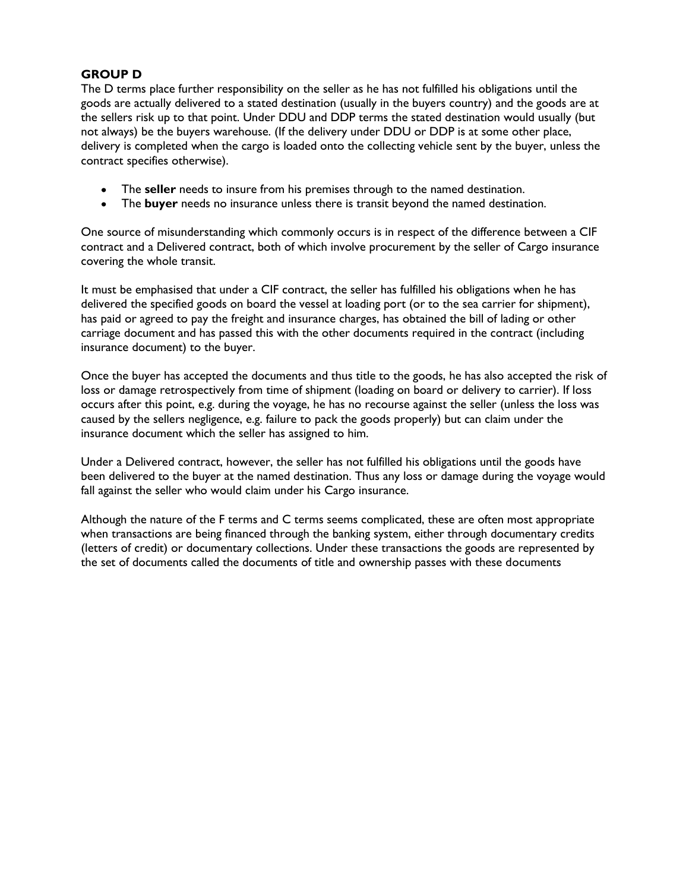**GROUP D**

The D terms place further responsibility on the seller as he has not fulfilled his obligations until the goods are actually delivered to a stated destination (usually in the buyers country) and the goods are at the sellers risk up to that point. Under DDU and DDP terms the stated destination would usually (but not always) be the buyers warehouse. (If the delivery under DDU or DDP is at some other place, delivery is completed when the cargo is loaded onto the collecting vehicle sent by the buyer, unless the contract specifies otherwise).

- The **seller** needs to insure from his premises through to the named destination.
- The **buyer** needs no insurance unless there is transit beyond the named destination.

One source of misunderstanding which commonly occurs is in respect of the difference between a CIF contract and a Delivered contract, both of which involve procurement by the seller of Cargo insurance covering the whole transit.

It must be emphasised that under a CIF contract, the seller has fulfilled his obligations when he has delivered the specified goods on board the vessel at loading port (or to the sea carrier for shipment), has paid or agreed to pay the freight and insurance charges, has obtained the bill of lading or other carriage document and has passed this with the other documents required in the contract (including insurance document) to the buyer.

Once the buyer has accepted the documents and thus title to the goods, he has also accepted the risk of loss or damage retrospectively from time of shipment (loading on board or delivery to carrier). If loss occurs after this point, e.g. during the voyage, he has no recourse against the seller (unless the loss was caused by the sellers negligence, e.g. failure to pack the goods properly) but can claim under the insurance document which the seller has assigned to him.

Under a Delivered contract, however, the seller has not fulfilled his obligations until the goods have been delivered to the buyer at the named destination. Thus any loss or damage during the voyage would fall against the seller who would claim under his Cargo insurance.

Although the nature of the F terms and C terms seems complicated, these are often most appropriate when transactions are being financed through the banking system, either through documentary credits (letters of credit) or documentary collections. Under these transactions the goods are represented by the set of documents called the documents of title and ownership passes with these documents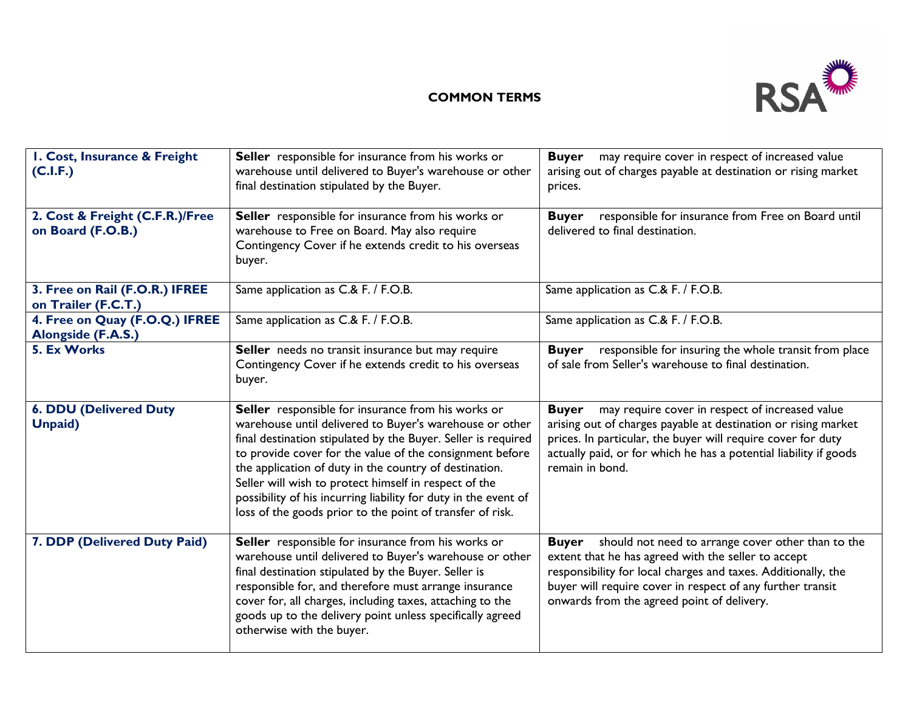## COMMON TERMS

| | | |
|---|---|---|
| **1. Cost, Insurance & Freight (C.I.F.)** | **Seller** responsible for insurance from his works or warehouse until delivered to Buyer's warehouse or other final destination stipulated by the Buyer. | **Buyer** may require cover in respect of increased value arising out of charges payable at destination or rising market prices. |
| **2. Cost & Freight (C.F.R.)/Free on Board (F.O.B.)** | **Seller** responsible for insurance from his works or warehouse to Free on Board. May also require Contingency Cover if he extends credit to his overseas buyer. | **Buyer** responsible for insurance from Free on Board until delivered to final destination. |
| **3. Free on Rail (F.O.R.) IFREE on Trailer (F.C.T.)** | Same application as C.& F. / F.O.B. | Same application as C.& F. / F.O.B. |
| **4. Free on Quay (F.O.Q.) IFREE Alongside (F.A.S.)** | Same application as C.& F. / F.O.B. | Same application as C.& F. / F.O.B. |
| **5. Ex Works** | **Seller** needs no transit insurance but may require Contingency Cover if he extends credit to his overseas buyer. | **Buyer** responsible for insuring the whole transit from place of sale from Seller's warehouse to final destination. |
| **6. DDU (Delivered Duty Unpaid)** | **Seller** responsible for insurance from his works or warehouse until delivered to Buyer's warehouse or other final destination stipulated by the Buyer. Seller is required to provide cover for the value of the consignment before the application of duty in the country of destination. Seller will wish to protect himself in respect of the possibility of his incurring liability for duty in the event of loss of the goods prior to the point of transfer of risk. | **Buyer** may require cover in respect of increased value arising out of charges payable at destination or rising market prices. In particular, the buyer will require cover for duty actually paid, or for which he has a potential liability if goods remain in bond. |
| **7. DDP (Delivered Duty Paid)** | **Seller** responsible for insurance from his works or warehouse until delivered to Buyer's warehouse or other final destination stipulated by the Buyer. Seller is responsible for, and therefore must arrange insurance cover for, all charges, including taxes, attaching to the goods up to the delivery point unless specifically agreed otherwise with the buyer. | **Buyer** should not need to arrange cover other than to the extent that he has agreed with the seller to accept responsibility for local charges and taxes. Additionally, the buyer will require cover in respect of any further transit onwards from the agreed point of delivery. |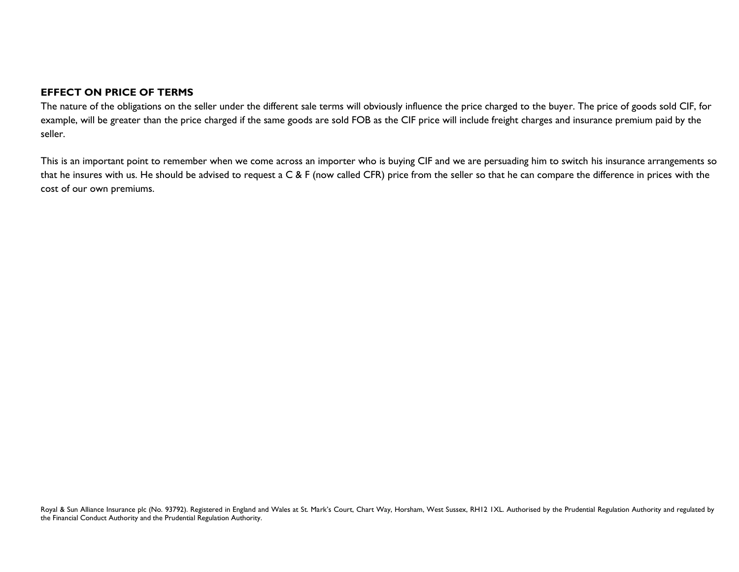**EFFECT ON PRICE OF TERMS**

The nature of the obligations on the seller under the different sale terms will obviously influence the price charged to the buyer. The price of goods sold CIF, for example, will be greater than the price charged if the same goods are sold FOB as the CIF price will include freight charges and insurance premium paid by the seller.

This is an important point to remember when we come across an importer who is buying CIF and we are persuading him to switch his insurance arrangements so that he insures with us. He should be advised to request a C & F (now called CFR) price from the seller so that he can compare the difference in prices with the cost of our own premiums.